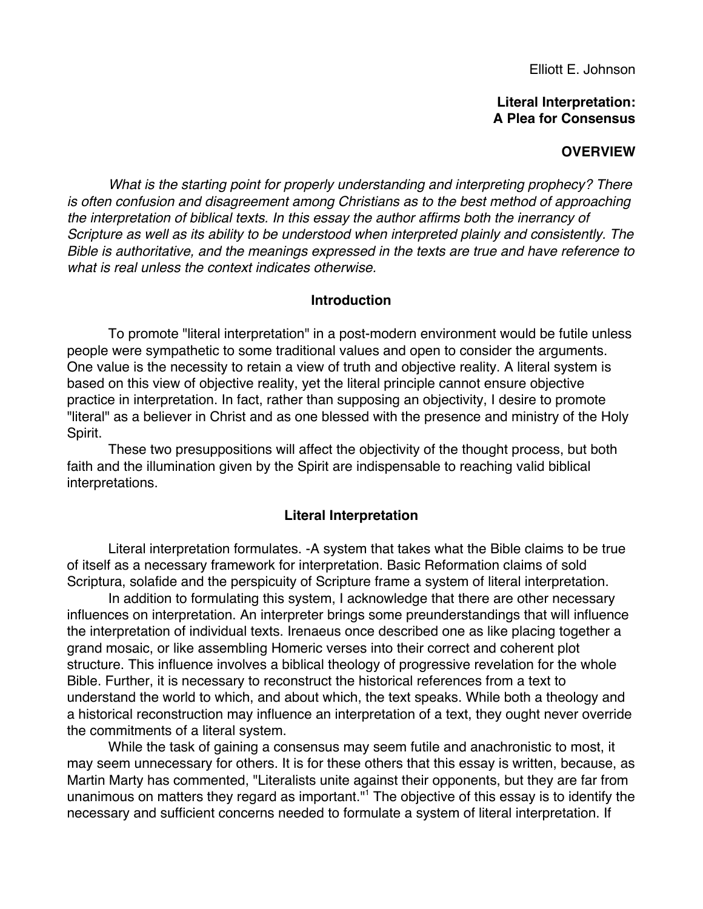Elliott E. Johnson

# Literal Interpretation: A Plea for Consensus

## OVERVIEW

*What is the starting point for properly understanding and interpreting prophecy? There is often confusion and disagreement among Christians as to the best method of approaching the interpretation of biblical texts. In this essay the author affirms both the inerrancy of Scripture as well as its ability to be understood when interpreted plainly and consistently. The Bible is authoritative, and the meanings expressed in the texts are true and have reference to what is real unless the context indicates otherwise.*

## Introduction

To promote "literal interpretation" in a post-modern environment would be futile unless people were sympathetic to some traditional values and open to consider the arguments. One value is the necessity to retain a view of truth and objective reality. A literal system is based on this view of objective reality, yet the literal principle cannot ensure objective practice in interpretation. In fact, rather than supposing an objectivity, I desire to promote "literal" as a believer in Christ and as one blessed with the presence and ministry of the Holy Spirit.

These two presuppositions will affect the objectivity of the thought process, but both faith and the illumination given by the Spirit are indispensable to reaching valid biblical interpretations.

## Literal Interpretation

Literal interpretation formulates. -A system that takes what the Bible claims to be true of itself as a necessary framework for interpretation. Basic Reformation claims of sold Scriptura, solafide and the perspicuity of Scripture frame a system of literal interpretation.

In addition to formulating this system, I acknowledge that there are other necessary influences on interpretation. An interpreter brings some preunderstandings that will influence the interpretation of individual texts. Irenaeus once described one as like placing together a grand mosaic, or like assembling Homeric verses into their correct and coherent plot structure. This influence involves a biblical theology of progressive revelation for the whole Bible. Further, it is necessary to reconstruct the historical references from a text to understand the world to which, and about which, the text speaks. While both a theology and a historical reconstruction may influence an interpretation of a text, they ought never override the commitments of a literal system.

While the task of gaining a consensus may seem futile and anachronistic to most, it may seem unnecessary for others. It is for these others that this essay is written, because, as Martin Marty has commented, "Literalists unite against their opponents, but they are far from unanimous on matters they regard as important."[1] The objective of this essay is to identify the necessary and sufficient concerns needed to formulate a system of literal interpretation. If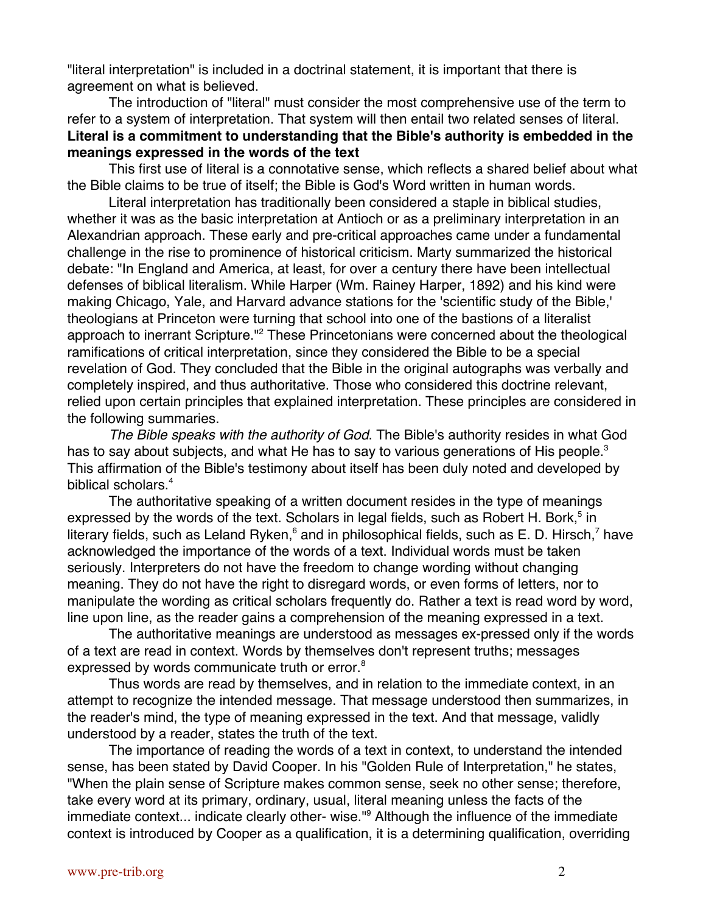"literal interpretation" is included in a doctrinal statement, it is important that there is agreement on what is believed.

The introduction of "literal" must consider the most comprehensive use of the term to refer to a system of interpretation. That system will then entail two related senses of literal.

**Literal is a commitment to understanding that the Bible's authority is embedded in the meanings expressed in the words of the text**

This first use of literal is a connotative sense, which reflects a shared belief about what the Bible claims to be true of itself; the Bible is God's Word written in human words.

Literal interpretation has traditionally been considered a staple in biblical studies, whether it was as the basic interpretation at Antioch or as a preliminary interpretation in an Alexandrian approach. These early and pre-critical approaches came under a fundamental challenge in the rise to prominence of historical criticism. Marty summarized the historical debate: "In England and America, at least, for over a century there have been intellectual defenses of biblical literalism. While Harper (Wm. Rainey Harper, 1892) and his kind were making Chicago, Yale, and Harvard advance stations for the 'scientific study of the Bible,' theologians at Princeton were turning that school into one of the bastions of a literalist approach to inerrant Scripture."[2] These Princetonians were concerned about the theological ramifications of critical interpretation, since they considered the Bible to be a special revelation of God. They concluded that the Bible in the original autographs was verbally and completely inspired, and thus authoritative. Those who considered this doctrine relevant, relied upon certain principles that explained interpretation. These principles are considered in the following summaries.

*The Bible speaks with the authority of God*. The Bible's authority resides in what God has to say about subjects, and what He has to say to various generations of His people.[3] This affirmation of the Bible's testimony about itself has been duly noted and developed by biblical scholars.[4]

The authoritative speaking of a written document resides in the type of meanings expressed by the words of the text. Scholars in legal fields, such as Robert H. Bork,[5] in literary fields, such as Leland Ryken,[6] and in philosophical fields, such as E. D. Hirsch,[7] have acknowledged the importance of the words of a text. Individual words must be taken seriously. Interpreters do not have the freedom to change wording without changing meaning. They do not have the right to disregard words, or even forms of letters, nor to manipulate the wording as critical scholars frequently do. Rather a text is read word by word, line upon line, as the reader gains a comprehension of the meaning expressed in a text.

The authoritative meanings are understood as messages ex-pressed only if the words of a text are read in context. Words by themselves don't represent truths; messages expressed by words communicate truth or error.[8]

Thus words are read by themselves, and in relation to the immediate context, in an attempt to recognize the intended message. That message understood then summarizes, in the reader's mind, the type of meaning expressed in the text. And that message, validly understood by a reader, states the truth of the text.

The importance of reading the words of a text in context, to understand the intended sense, has been stated by David Cooper. In his "Golden Rule of Interpretation," he states, "When the plain sense of Scripture makes common sense, seek no other sense; therefore, take every word at its primary, ordinary, usual, literal meaning unless the facts of the immediate context... indicate clearly other- wise."[9] Although the influence of the immediate context is introduced by Cooper as a qualification, it is a determining qualification, overriding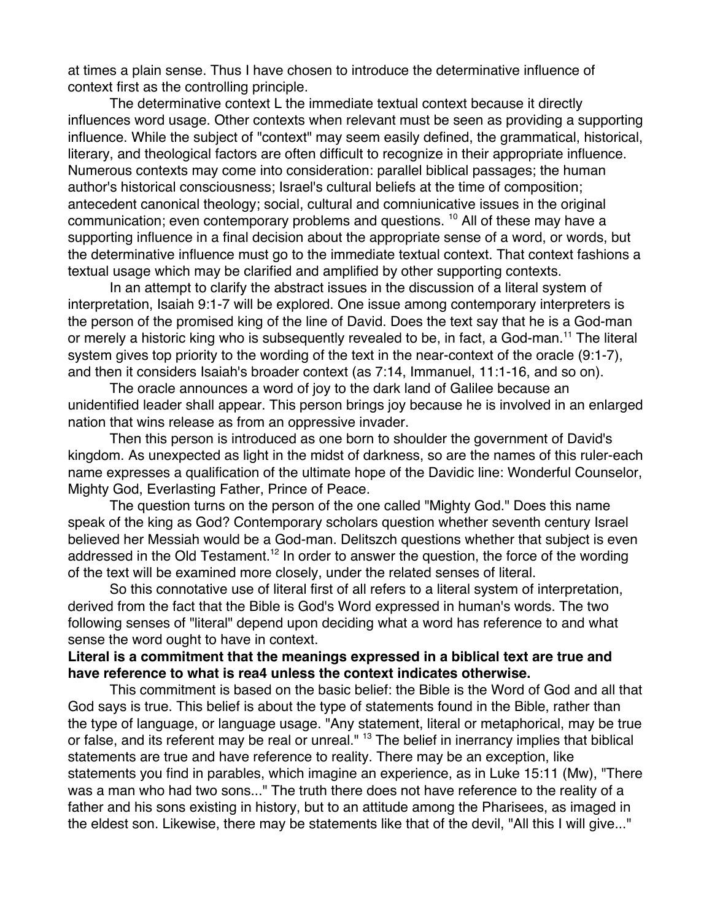at times a plain sense. Thus I have chosen to introduce the determinative influence of context first as the controlling principle.

The determinative context L the immediate textual context because it directly influences word usage. Other contexts when relevant must be seen as providing a supporting influence. While the subject of "context" may seem easily defined, the grammatical, historical, literary, and theological factors are often difficult to recognize in their appropriate influence. Numerous contexts may come into consideration: parallel biblical passages; the human author's historical consciousness; Israel's cultural beliefs at the time of composition; antecedent canonical theology; social, cultural and comniuunicative issues in the original communication; even contemporary problems and questions. [10] All of these may have a supporting influence in a final decision about the appropriate sense of a word, or words, but the determinative influence must go to the immediate textual context. That context fashions a textual usage which may be clarified and amplified by other supporting contexts.

In an attempt to clarify the abstract issues in the discussion of a literal system of interpretation, Isaiah 9:1-7 will be explored. One issue among contemporary interpreters is the person of the promised king of the line of David. Does the text say that he is a God-man or merely a historic king who is subsequently revealed to be, in fact, a God-man.[11] The literal system gives top priority to the wording of the text in the near-context of the oracle (9:1-7), and then it considers Isaiah's broader context (as 7:14, Immanuel, 11:1-16, and so on).

The oracle announces a word of joy to the dark land of Galilee because an unidentified leader shall appear. This person brings joy because he is involved in an enlarged nation that wins release as from an oppressive invader.

Then this person is introduced as one born to shoulder the government of David's kingdom. As unexpected as light in the midst of darkness, so are the names of this ruler-each name expresses a qualification of the ultimate hope of the Davidic line: Wonderful Counselor, Mighty God, Everlasting Father, Prince of Peace.

The question turns on the person of the one called "Mighty God." Does this name speak of the king as God? Contemporary scholars question whether seventh century Israel believed her Messiah would be a God-man. Delitszch questions whether that subject is even addressed in the Old Testament.[12] In order to answer the question, the force of the wording of the text will be examined more closely, under the related senses of literal.

So this connotative use of literal first of all refers to a literal system of interpretation, derived from the fact that the Bible is God's Word expressed in human's words. The two following senses of "literal" depend upon deciding what a word has reference to and what sense the word ought to have in context.

**Literal is a commitment that the meanings expressed in a biblical text are true and have reference to what is rea4 unless the context indicates otherwise.**

This commitment is based on the basic belief: the Bible is the Word of God and all that God says is true. This belief is about the type of statements found in the Bible, rather than the type of language, or language usage. "Any statement, literal or metaphorical, may be true or false, and its referent may be real or unreal." [13] The belief in inerrancy implies that biblical statements are true and have reference to reality. There may be an exception, like statements you find in parables, which imagine an experience, as in Luke 15:11 (Mw), "There was a man who had two sons..." The truth there does not have reference to the reality of a father and his sons existing in history, but to an attitude among the Pharisees, as imaged in the eldest son. Likewise, there may be statements like that of the devil, "All this I will give..."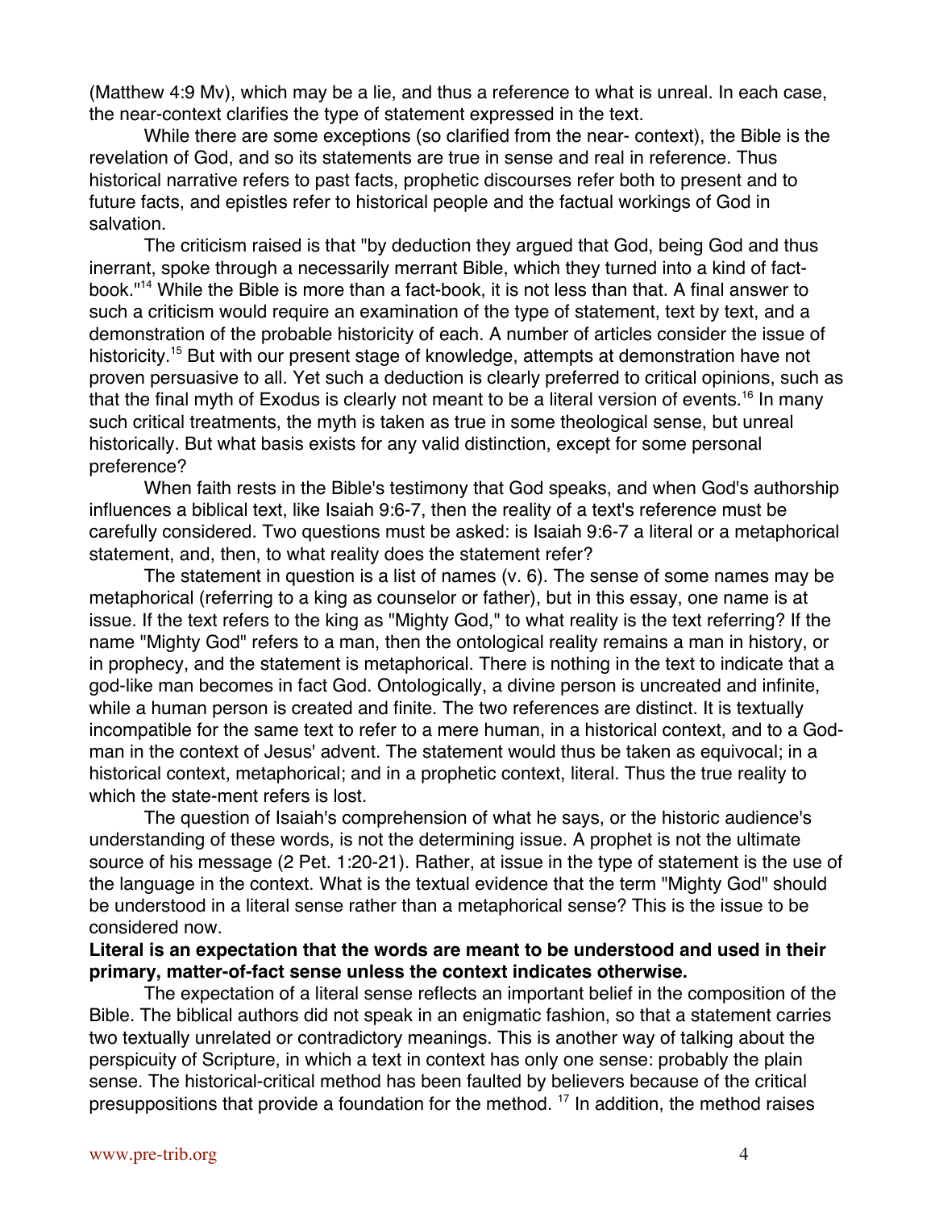(Matthew 4:9 Mv), which may be a lie, and thus a reference to what is unreal. In each case, the near-context clarifies the type of statement expressed in the text.

While there are some exceptions (so clarified from the near- context), the Bible is the revelation of God, and so its statements are true in sense and real in reference. Thus historical narrative refers to past facts, prophetic discourses refer both to present and to future facts, and epistles refer to historical people and the factual workings of God in salvation.

The criticism raised is that "by deduction they argued that God, being God and thus inerrant, spoke through a necessarily merrant Bible, which they turned into a kind of fact-book."[14] While the Bible is more than a fact-book, it is not less than that. A final answer to such a criticism would require an examination of the type of statement, text by text, and a demonstration of the probable historicity of each. A number of articles consider the issue of historicity.[15] But with our present stage of knowledge, attempts at demonstration have not proven persuasive to all. Yet such a deduction is clearly preferred to critical opinions, such as that the final myth of Exodus is clearly not meant to be a literal version of events.[16] In many such critical treatments, the myth is taken as true in some theological sense, but unreal historically. But what basis exists for any valid distinction, except for some personal preference?

When faith rests in the Bible's testimony that God speaks, and when God's authorship influences a biblical text, like Isaiah 9:6-7, then the reality of a text's reference must be carefully considered. Two questions must be asked: is Isaiah 9:6-7 a literal or a metaphorical statement, and, then, to what reality does the statement refer?

The statement in question is a list of names (v. 6). The sense of some names may be metaphorical (referring to a king as counselor or father), but in this essay, one name is at issue. If the text refers to the king as "Mighty God," to what reality is the text referring? If the name "Mighty God" refers to a man, then the ontological reality remains a man in history, or in prophecy, and the statement is metaphorical. There is nothing in the text to indicate that a god-like man becomes in fact God. Ontologically, a divine person is uncreated and infinite, while a human person is created and finite. The two references are distinct. It is textually incompatible for the same text to refer to a mere human, in a historical context, and to a God-man in the context of Jesus' advent. The statement would thus be taken as equivocal; in a historical context, metaphorical; and in a prophetic context, literal. Thus the true reality to which the state-ment refers is lost.

The question of Isaiah's comprehension of what he says, or the historic audience's understanding of these words, is not the determining issue. A prophet is not the ultimate source of his message (2 Pet. 1:20-21). Rather, at issue in the type of statement is the use of the language in the context. What is the textual evidence that the term "Mighty God" should be understood in a literal sense rather than a metaphorical sense? This is the issue to be considered now.

**Literal is an expectation that the words are meant to be understood and used in their primary, matter-of-fact sense unless the context indicates otherwise.**

The expectation of a literal sense reflects an important belief in the composition of the Bible. The biblical authors did not speak in an enigmatic fashion, so that a statement carries two textually unrelated or contradictory meanings. This is another way of talking about the perspicuity of Scripture, in which a text in context has only one sense: probably the plain sense. The historical-critical method has been faulted by believers because of the critical presuppositions that provide a foundation for the method.[17] In addition, the method raises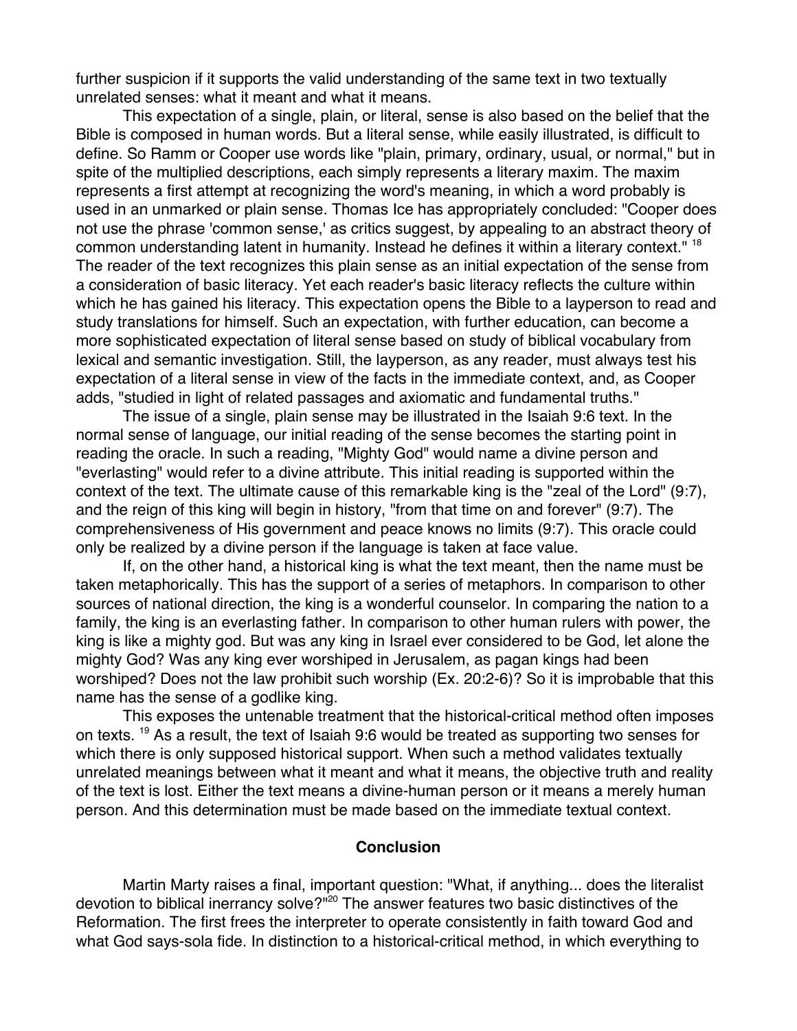further suspicion if it supports the valid understanding of the same text in two textually unrelated senses: what it meant and what it means.

This expectation of a single, plain, or literal, sense is also based on the belief that the Bible is composed in human words. But a literal sense, while easily illustrated, is difficult to define. So Ramm or Cooper use words like "plain, primary, ordinary, usual, or normal," but in spite of the multiplied descriptions, each simply represents a literary maxim. The maxim represents a first attempt at recognizing the word's meaning, in which a word probably is used in an unmarked or plain sense. Thomas Ice has appropriately concluded: "Cooper does not use the phrase 'common sense,' as critics suggest, by appealing to an abstract theory of common understanding latent in humanity. Instead he defines it within a literary context." [18] The reader of the text recognizes this plain sense as an initial expectation of the sense from a consideration of basic literacy. Yet each reader's basic literacy reflects the culture within which he has gained his literacy. This expectation opens the Bible to a layperson to read and study translations for himself. Such an expectation, with further education, can become a more sophisticated expectation of literal sense based on study of biblical vocabulary from lexical and semantic investigation. Still, the layperson, as any reader, must always test his expectation of a literal sense in view of the facts in the immediate context, and, as Cooper adds, "studied in light of related passages and axiomatic and fundamental truths."

The issue of a single, plain sense may be illustrated in the Isaiah 9:6 text. In the normal sense of language, our initial reading of the sense becomes the starting point in reading the oracle. In such a reading, "Mighty God" would name a divine person and "everlasting" would refer to a divine attribute. This initial reading is supported within the context of the text. The ultimate cause of this remarkable king is the "zeal of the Lord" (9:7), and the reign of this king will begin in history, "from that time on and forever" (9:7). The comprehensiveness of His government and peace knows no limits (9:7). This oracle could only be realized by a divine person if the language is taken at face value.

If, on the other hand, a historical king is what the text meant, then the name must be taken metaphorically. This has the support of a series of metaphors. In comparison to other sources of national direction, the king is a wonderful counselor. In comparing the nation to a family, the king is an everlasting father. In comparison to other human rulers with power, the king is like a mighty god. But was any king in Israel ever considered to be God, let alone the mighty God? Was any king ever worshiped in Jerusalem, as pagan kings had been worshiped? Does not the law prohibit such worship (Ex. 20:2-6)? So it is improbable that this name has the sense of a godlike king.

This exposes the untenable treatment that the historical-critical method often imposes on texts. [19] As a result, the text of Isaiah 9:6 would be treated as supporting two senses for which there is only supposed historical support. When such a method validates textually unrelated meanings between what it meant and what it means, the objective truth and reality of the text is lost. Either the text means a divine-human person or it means a merely human person. And this determination must be made based on the immediate textual context.

## Conclusion

Martin Marty raises a final, important question: "What, if anything... does the literalist devotion to biblical inerrancy solve?"[20] The answer features two basic distinctives of the Reformation. The first frees the interpreter to operate consistently in faith toward God and what God says-sola fide. In distinction to a historical-critical method, in which everything to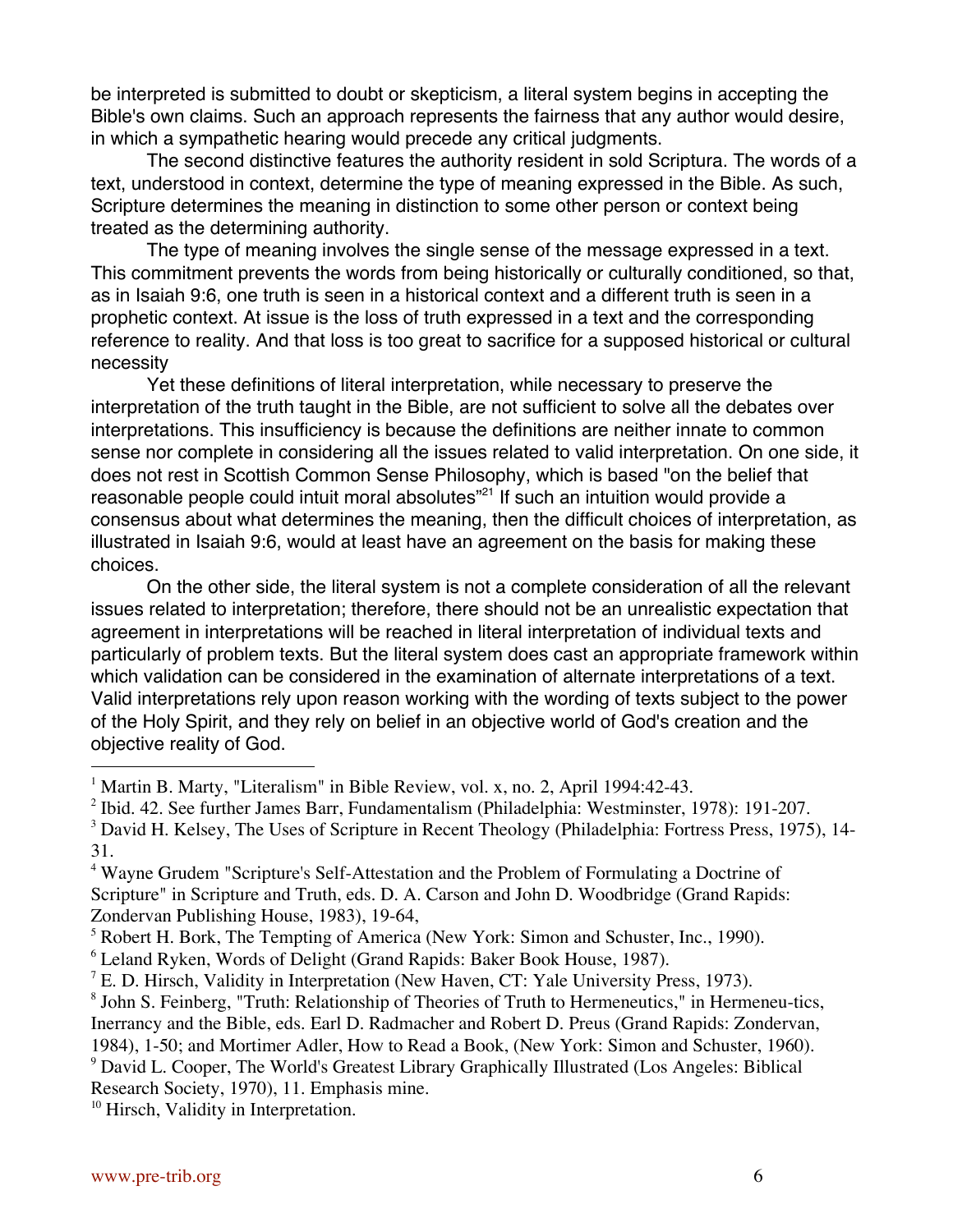be interpreted is submitted to doubt or skepticism, a literal system begins in accepting the Bible's own claims. Such an approach represents the fairness that any author would desire, in which a sympathetic hearing would precede any critical judgments.

The second distinctive features the authority resident in sold Scriptura. The words of a text, understood in context, determine the type of meaning expressed in the Bible. As such, Scripture determines the meaning in distinction to some other person or context being treated as the determining authority.

The type of meaning involves the single sense of the message expressed in a text. This commitment prevents the words from being historically or culturally conditioned, so that, as in Isaiah 9:6, one truth is seen in a historical context and a different truth is seen in a prophetic context. At issue is the loss of truth expressed in a text and the corresponding reference to reality. And that loss is too great to sacrifice for a supposed historical or cultural necessity

Yet these definitions of literal interpretation, while necessary to preserve the interpretation of the truth taught in the Bible, are not sufficient to solve all the debates over interpretations. This insufficiency is because the definitions are neither innate to common sense nor complete in considering all the issues related to valid interpretation. On one side, it does not rest in Scottish Common Sense Philosophy, which is based "on the belief that reasonable people could intuit moral absolutes"[21] If such an intuition would provide a consensus about what determines the meaning, then the difficult choices of interpretation, as illustrated in Isaiah 9:6, would at least have an agreement on the basis for making these choices.

On the other side, the literal system is not a complete consideration of all the relevant issues related to interpretation; therefore, there should not be an unrealistic expectation that agreement in interpretations will be reached in literal interpretation of individual texts and particularly of problem texts. But the literal system does cast an appropriate framework within which validation can be considered in the examination of alternate interpretations of a text. Valid interpretations rely upon reason working with the wording of texts subject to the power of the Holy Spirit, and they rely on belief in an objective world of God's creation and the objective reality of God.

---

[1] Martin B. Marty, "Literalism" in Bible Review, vol. x, no. 2, April 1994:42-43.

[2] Ibid. 42. See further James Barr, Fundamentalism (Philadelphia: Westminster, 1978): 191-207.

[3] David H. Kelsey, The Uses of Scripture in Recent Theology (Philadelphia: Fortress Press, 1975), 14-31.

[4] Wayne Grudem "Scripture's Self-Attestation and the Problem of Formulating a Doctrine of Scripture" in Scripture and Truth, eds. D. A. Carson and John D. Woodbridge (Grand Rapids: Zondervan Publishing House, 1983), 19-64,

[5] Robert H. Bork, The Tempting of America (New York: Simon and Schuster, Inc., 1990).

[6] Leland Ryken, Words of Delight (Grand Rapids: Baker Book House, 1987).

[7] E. D. Hirsch, Validity in Interpretation (New Haven, CT: Yale University Press, 1973).

[8] John S. Feinberg, "Truth: Relationship of Theories of Truth to Hermeneutics," in Hermeneu-tics, Inerrancy and the Bible, eds. Earl D. Radmacher and Robert D. Preus (Grand Rapids: Zondervan, 1984), 1-50; and Mortimer Adler, How to Read a Book, (New York: Simon and Schuster, 1960).

[9] David L. Cooper, The World's Greatest Library Graphically Illustrated (Los Angeles: Biblical Research Society, 1970), 11. Emphasis mine.

[10] Hirsch, Validity in Interpretation.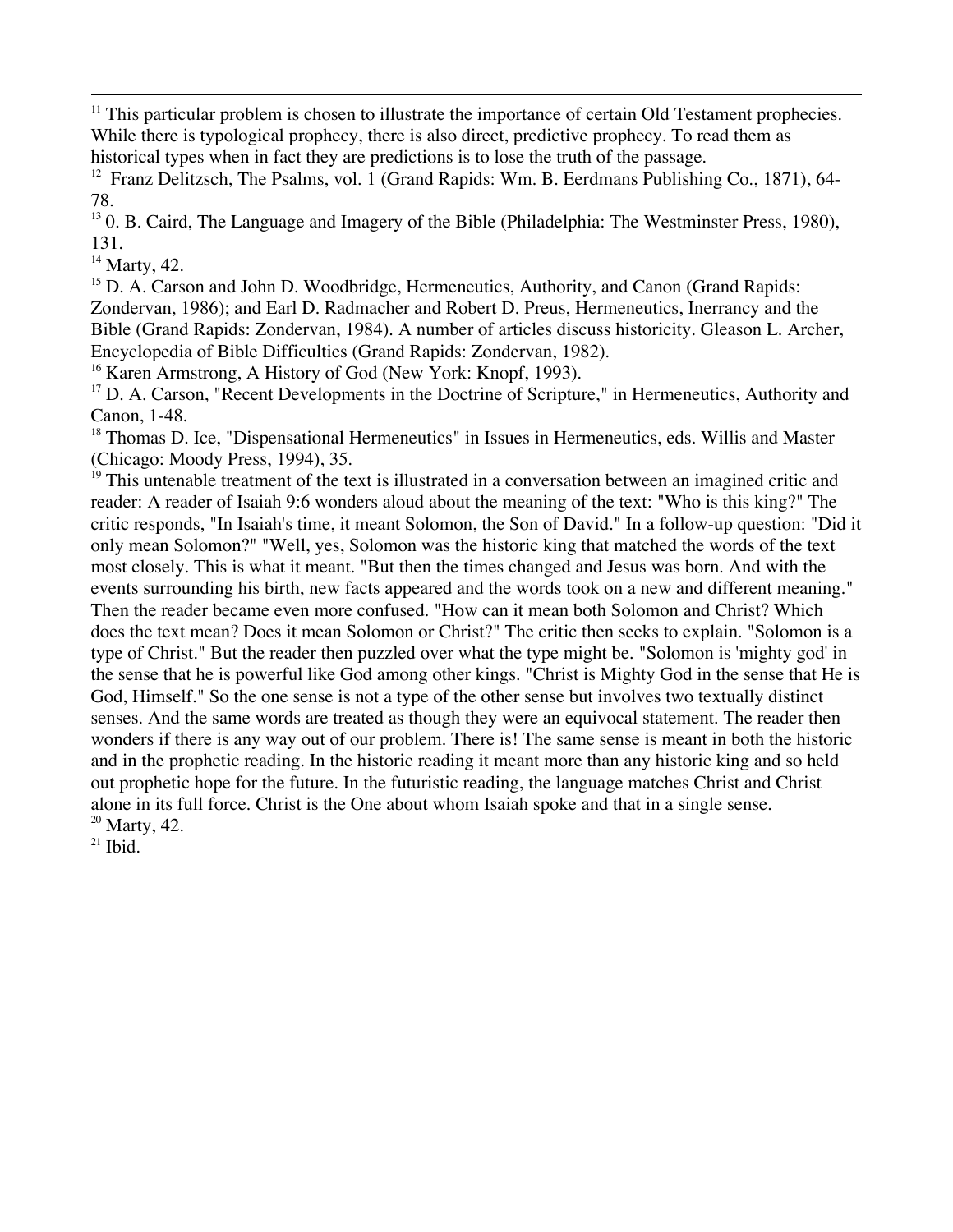[11] This particular problem is chosen to illustrate the importance of certain Old Testament prophecies. While there is typological prophecy, there is also direct, predictive prophecy. To read them as historical types when in fact they are predictions is to lose the truth of the passage.

[12] Franz Delitzsch, The Psalms, vol. 1 (Grand Rapids: Wm. B. Eerdmans Publishing Co., 1871), 64-78.

[13] 0. B. Caird, The Language and Imagery of the Bible (Philadelphia: The Westminster Press, 1980), 131.

[14] Marty, 42.

[15] D. A. Carson and John D. Woodbridge, Hermeneutics, Authority, and Canon (Grand Rapids: Zondervan, 1986); and Earl D. Radmacher and Robert D. Preus, Hermeneutics, Inerrancy and the Bible (Grand Rapids: Zondervan, 1984). A number of articles discuss historicity. Gleason L. Archer, Encyclopedia of Bible Difficulties (Grand Rapids: Zondervan, 1982).

[16] Karen Armstrong, A History of God (New York: Knopf, 1993).

[17] D. A. Carson, "Recent Developments in the Doctrine of Scripture," in Hermeneutics, Authority and Canon, 1-48.

[18] Thomas D. Ice, "Dispensational Hermeneutics" in Issues in Hermeneutics, eds. Willis and Master (Chicago: Moody Press, 1994), 35.

[19] This untenable treatment of the text is illustrated in a conversation between an imagined critic and reader: A reader of Isaiah 9:6 wonders aloud about the meaning of the text: "Who is this king?" The critic responds, "In Isaiah's time, it meant Solomon, the Son of David." In a follow-up question: "Did it only mean Solomon?" "Well, yes, Solomon was the historic king that matched the words of the text most closely. This is what it meant. "But then the times changed and Jesus was born. And with the events surrounding his birth, new facts appeared and the words took on a new and different meaning." Then the reader became even more confused. "How can it mean both Solomon and Christ? Which does the text mean? Does it mean Solomon or Christ?" The critic then seeks to explain. "Solomon is a type of Christ." But the reader then puzzled over what the type might be. "Solomon is 'mighty god' in the sense that he is powerful like God among other kings. "Christ is Mighty God in the sense that He is God, Himself." So the one sense is not a type of the other sense but involves two textually distinct senses. And the same words are treated as though they were an equivocal statement. The reader then wonders if there is any way out of our problem. There is! The same sense is meant in both the historic and in the prophetic reading. In the historic reading it meant more than any historic king and so held out prophetic hope for the future. In the futuristic reading, the language matches Christ and Christ alone in its full force. Christ is the One about whom Isaiah spoke and that in a single sense.

[20] Marty, 42.

[21] Ibid.